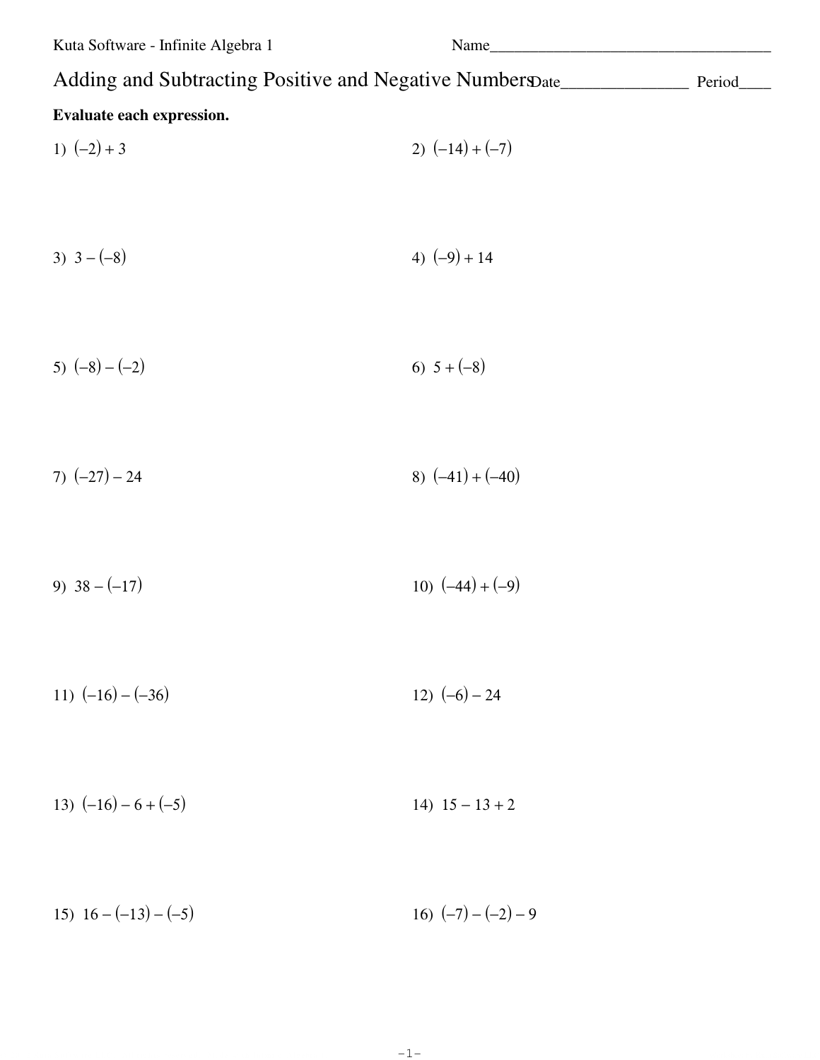Kuta Software - Infinite Algebra 1

Name___________________________________

# Adding and Subtracting Positive and Negative Numbers

Date_______________ Period____

**Evaluate each expression.**

1) $(-2) + 3$

2) $(-14) + (-7)$

3) $3 - (-8)$

4) $(-9) + 14$

5) $(-8) - (-2)$

6) $5 + (-8)$

7) $(-27) - 24$

8) $(-41) + (-40)$

9) $38 - (-17)$

10) $(-44) + (-9)$

11) $(-16) - (-36)$

12) $(-6) - 24$

13) $(-16) - 6 + (-5)$

14) $15 - 13 + 2$

15) $16 - (-13) - (-5)$

16) $(-7) - (-2) - 9$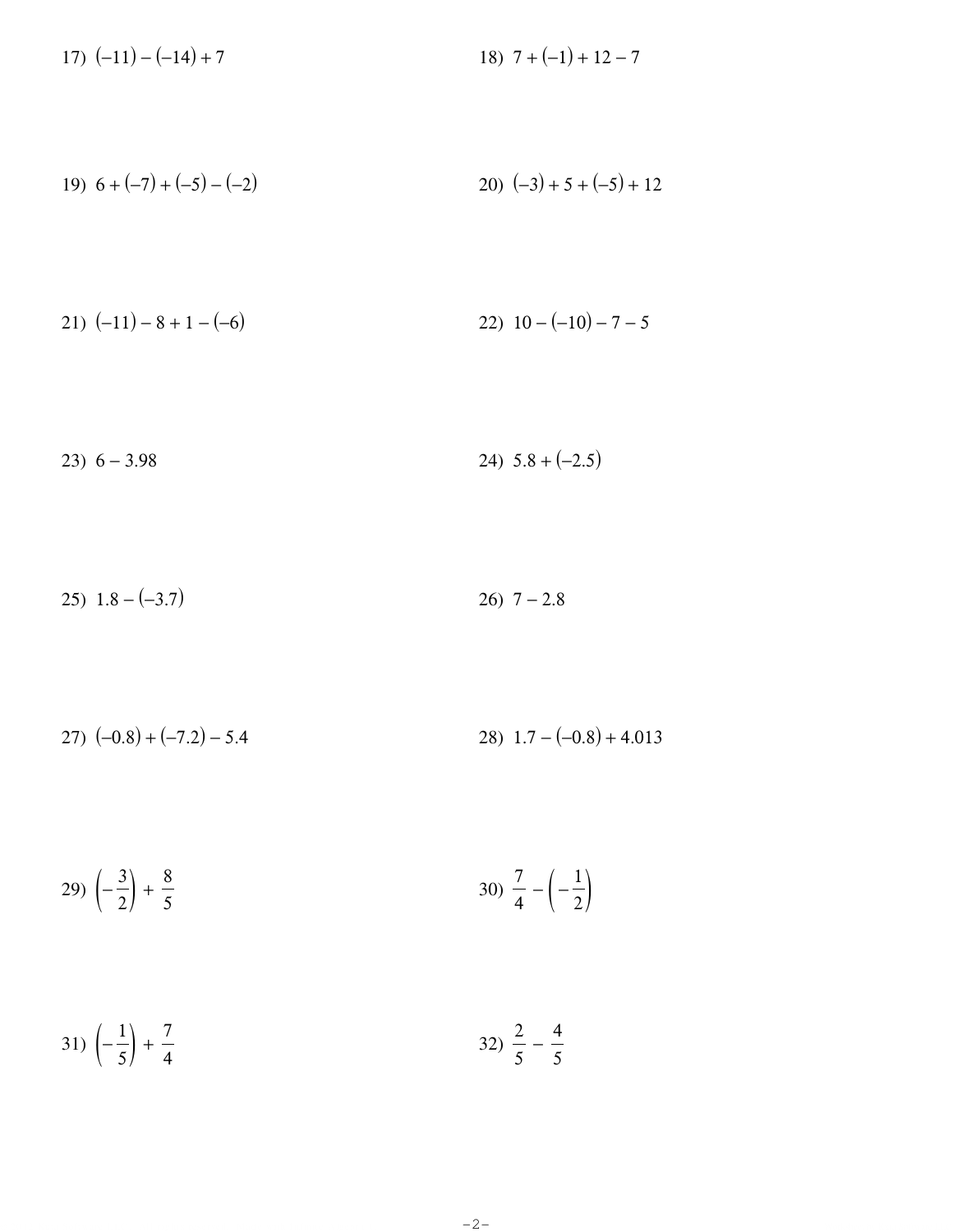17) $(-11) - (-14) + 7$

18) $7 + (-1) + 12 - 7$

19) $6 + (-7) + (-5) - (-2)$

20) $(-3) + 5 + (-5) + 12$

21) $(-11) - 8 + 1 - (-6)$

22) $10 - (-10) - 7 - 5$

23) $6 - 3.98$

24) $5.8 + (-2.5)$

25) $1.8 - (-3.7)$

26) $7 - 2.8$

27) $(-0.8) + (-7.2) - 5.4$

28) $1.7 - (-0.8) + 4.013$

29) $\left(-\frac{3}{2}\right) + \frac{8}{5}$

30) $\frac{7}{4} - \left(-\frac{1}{2}\right)$

31) $\left(-\frac{1}{5}\right) + \frac{7}{4}$

32) $\frac{2}{5} - \frac{4}{5}$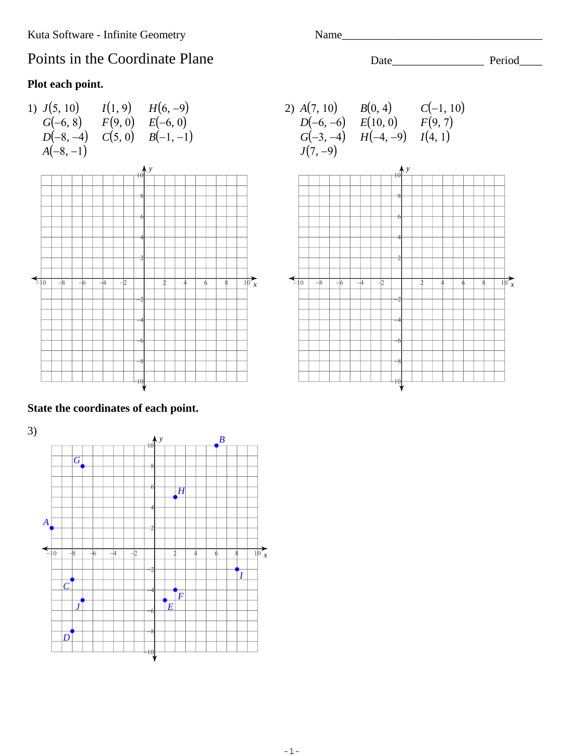Kuta Software - Infinite Geometry

Name________________________________

# Points in the Coordinate Plane

Date________________ Period____

**Plot each point.**

1) $J(5, 10)$ $I(1, 9)$ $H(6, -9)$
$G(-6, 8)$ $F(9, 0)$ $E(-6, 0)$
$D(-8, -4)$ $C(5, 0)$ $B(-1, -1)$
$A(-8, -1)$

2) $A(7, 10)$ $B(0, 4)$ $C(-1, 10)$
$D(-6, -6)$ $E(10, 0)$ $F(9, 7)$
$G(-3, -4)$ $H(-4, -9)$ $I(4, 1)$
$J(7, -9)$

**State the coordinates of each point.**

3)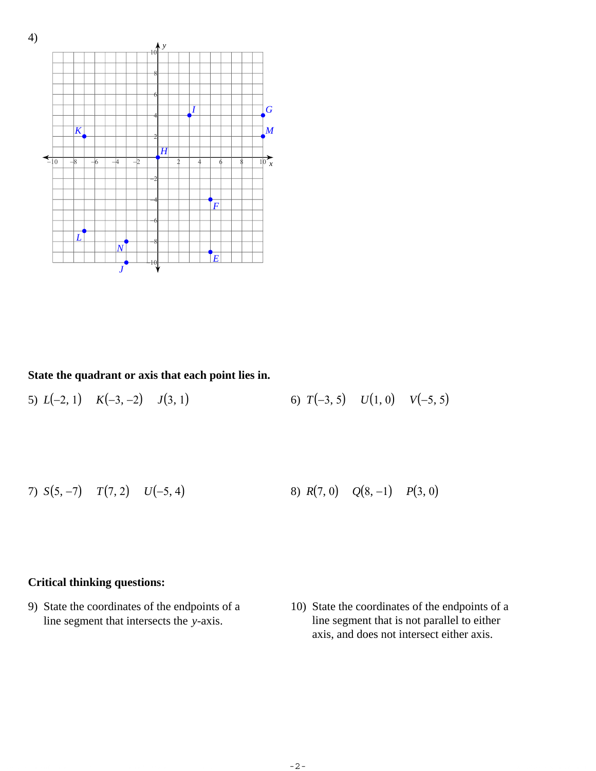4)

State the quadrant or axis that each point lies in.

5) $L(-2, 1)$ $K(-3, -2)$ $J(3, 1)$

6) $T(-3, 5)$ $U(1, 0)$ $V(-5, 5)$

7) $S(5, -7)$ $T(7, 2)$ $U(-5, 4)$

8) $R(7, 0)$ $Q(8, -1)$ $P(3, 0)$

**Critical thinking questions:**

9) State the coordinates of the endpoints of a line segment that intersects the $y$-axis.

10) State the coordinates of the endpoints of a line segment that is not parallel to either axis, and does not intersect either axis.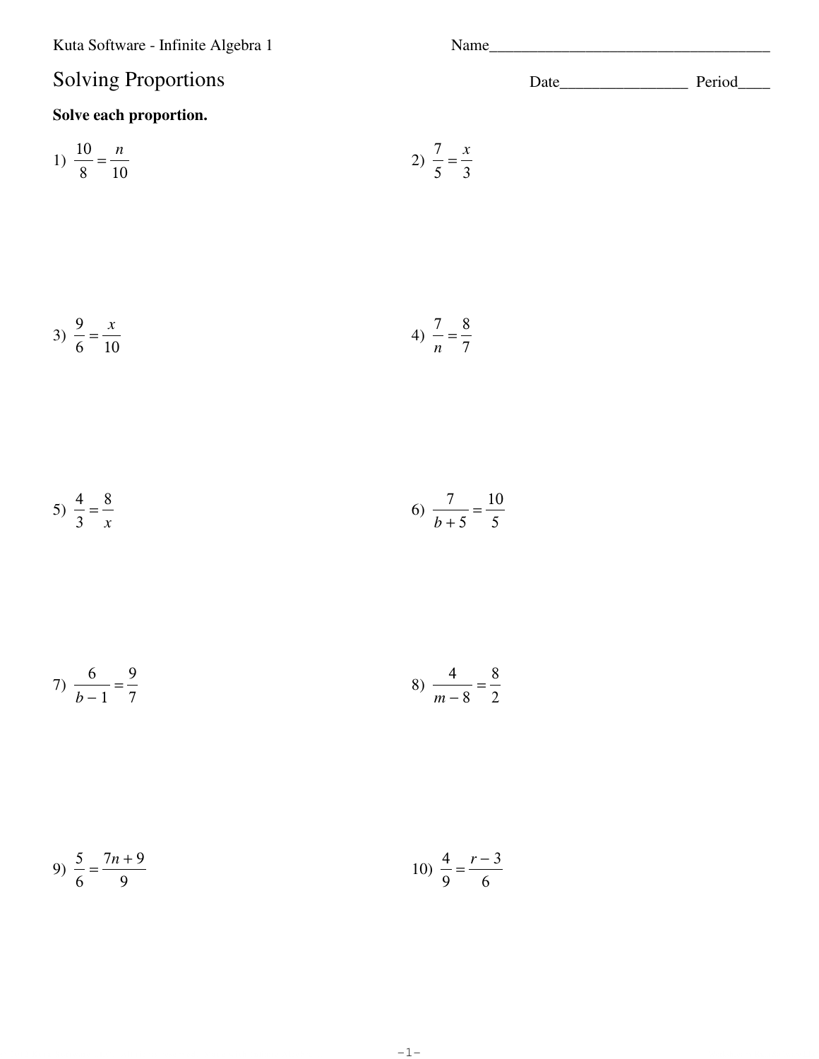Kuta Software - Infinite Algebra 1

Name_____________________________________

# Solving Proportions

Date________________ Period____

**Solve each proportion.**

1) $\frac{10}{8} = \frac{n}{10}$

2) $\frac{7}{5} = \frac{x}{3}$

3) $\frac{9}{6} = \frac{x}{10}$

4) $\frac{7}{n} = \frac{8}{7}$

5) $\frac{4}{3} = \frac{8}{x}$

6) $\frac{7}{b+5} = \frac{10}{5}$

7) $\frac{6}{b-1} = \frac{9}{7}$

8) $\frac{4}{m-8} = \frac{8}{2}$

9) $\frac{5}{6} = \frac{7n+9}{9}$

10) $\frac{4}{9} = \frac{r-3}{6}$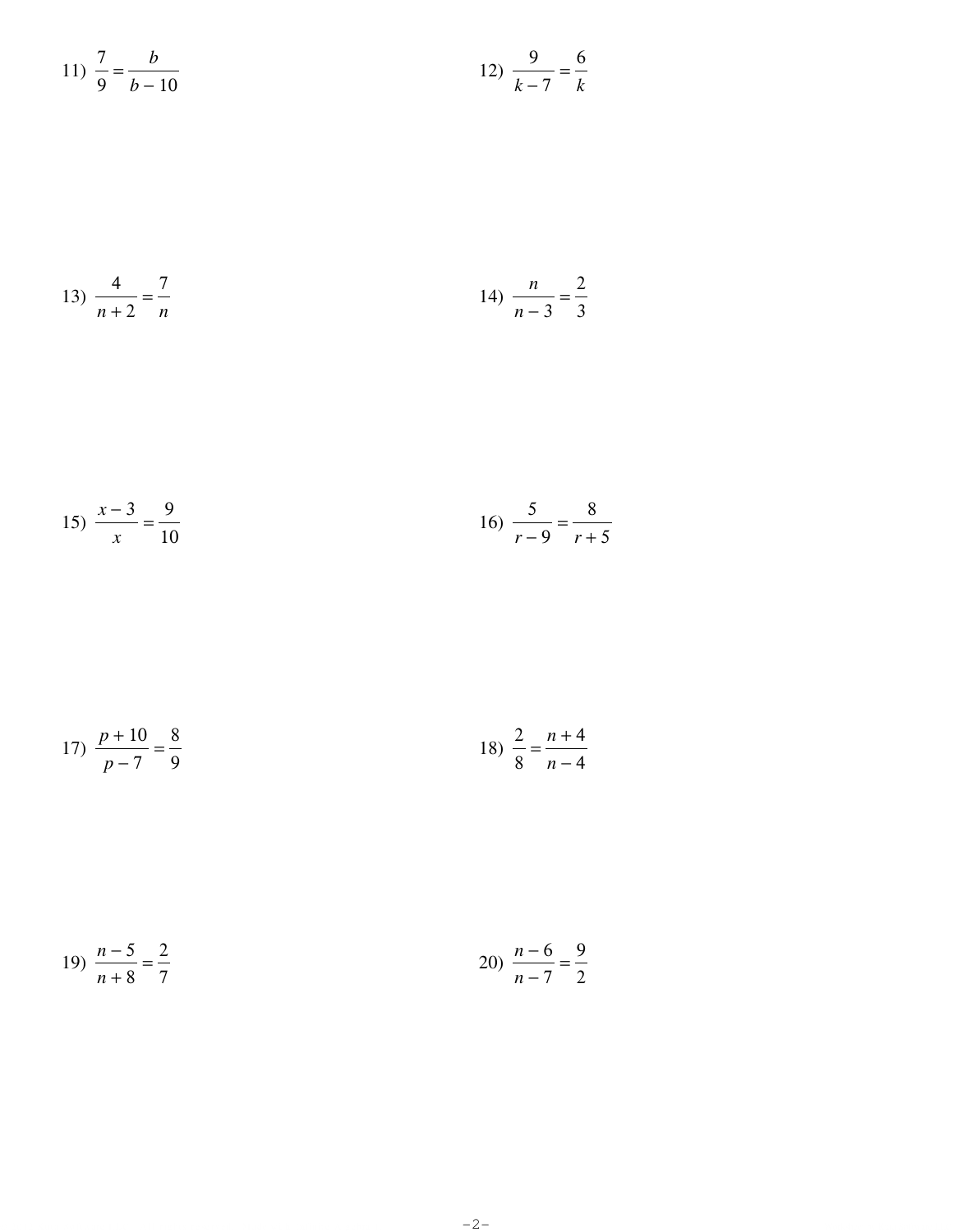11) $\frac{7}{9} = \frac{b}{b - 10}$

12) $\frac{9}{k - 7} = \frac{6}{k}$

13) $\frac{4}{n + 2} = \frac{7}{n}$

14) $\frac{n}{n - 3} = \frac{2}{3}$

15) $\frac{x - 3}{x} = \frac{9}{10}$

16) $\frac{5}{r - 9} = \frac{8}{r + 5}$

17) $\frac{p + 10}{p - 7} = \frac{8}{9}$

18) $\frac{2}{8} = \frac{n + 4}{n - 4}$

19) $\frac{n - 5}{n + 8} = \frac{2}{7}$

20) $\frac{n - 6}{n - 7} = \frac{9}{2}$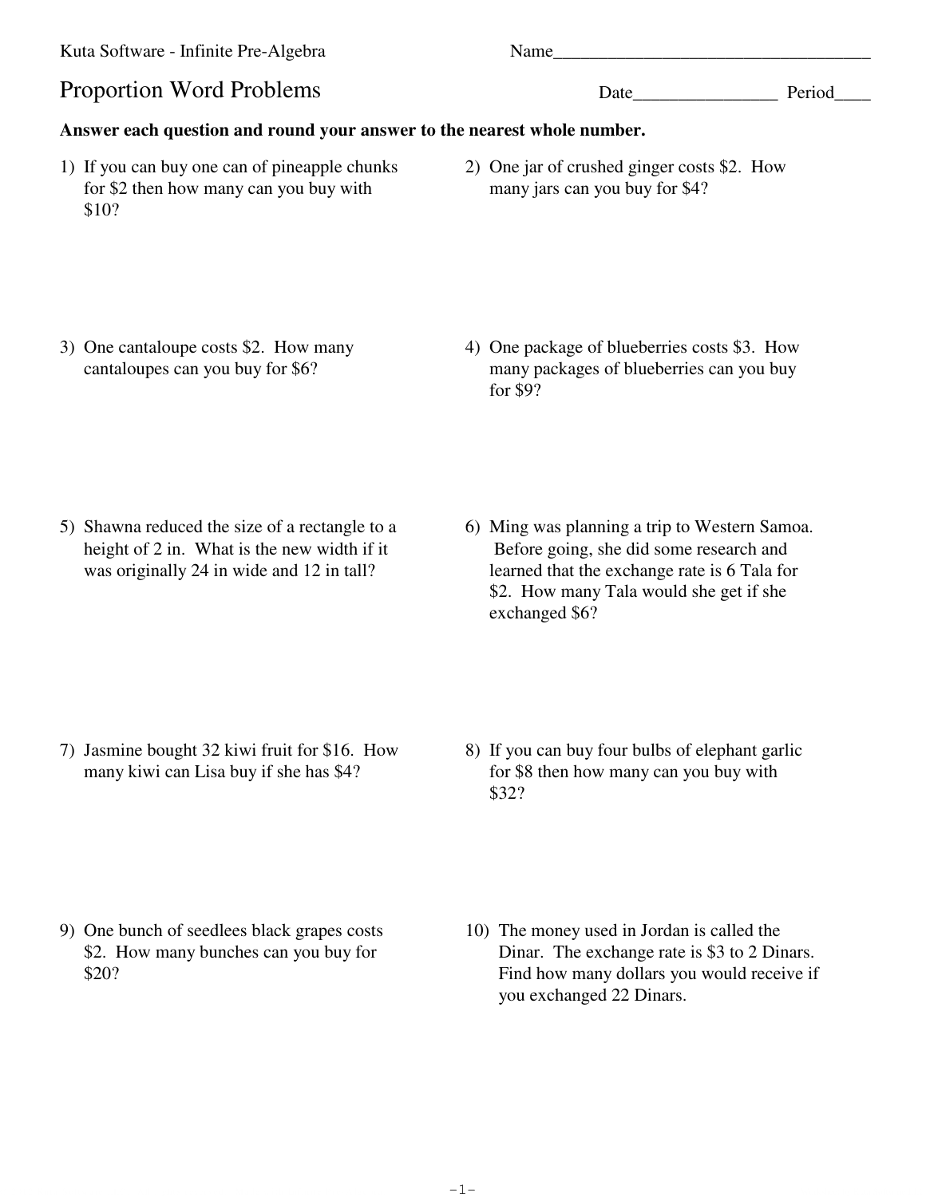Kuta Software - Infinite Pre-Algebra

Name\_\_\_\_\_\_\_\_\_\_\_\_\_\_\_\_\_\_\_\_\_\_\_\_\_\_\_\_\_\_\_\_\_\_\_\_\_

# Proportion Word Problems

Date\_\_\_\_\_\_\_\_\_\_\_\_\_\_\_\_ Period\_\_\_\_

**Answer each question and round your answer to the nearest whole number.**

1) If you can buy one can of pineapple chunks for $2 then how many can you buy with $10?

2) One jar of crushed ginger costs $2. How many jars can you buy for $4?

3) One cantaloupe costs $2. How many cantaloupes can you buy for $6?

4) One package of blueberries costs $3. How many packages of blueberries can you buy for $9?

5) Shawna reduced the size of a rectangle to a height of 2 in. What is the new width if it was originally 24 in wide and 12 in tall?

6) Ming was planning a trip to Western Samoa. Before going, she did some research and learned that the exchange rate is 6 Tala for $2. How many Tala would she get if she exchanged $6?

7) Jasmine bought 32 kiwi fruit for $16. How many kiwi can Lisa buy if she has $4?

8) If you can buy four bulbs of elephant garlic for $8 then how many can you buy with $32?

9) One bunch of seedlees black grapes costs $2. How many bunches can you buy for $20?

10) The money used in Jordan is called the Dinar. The exchange rate is $3 to 2 Dinars. Find how many dollars you would receive if you exchanged 22 Dinars.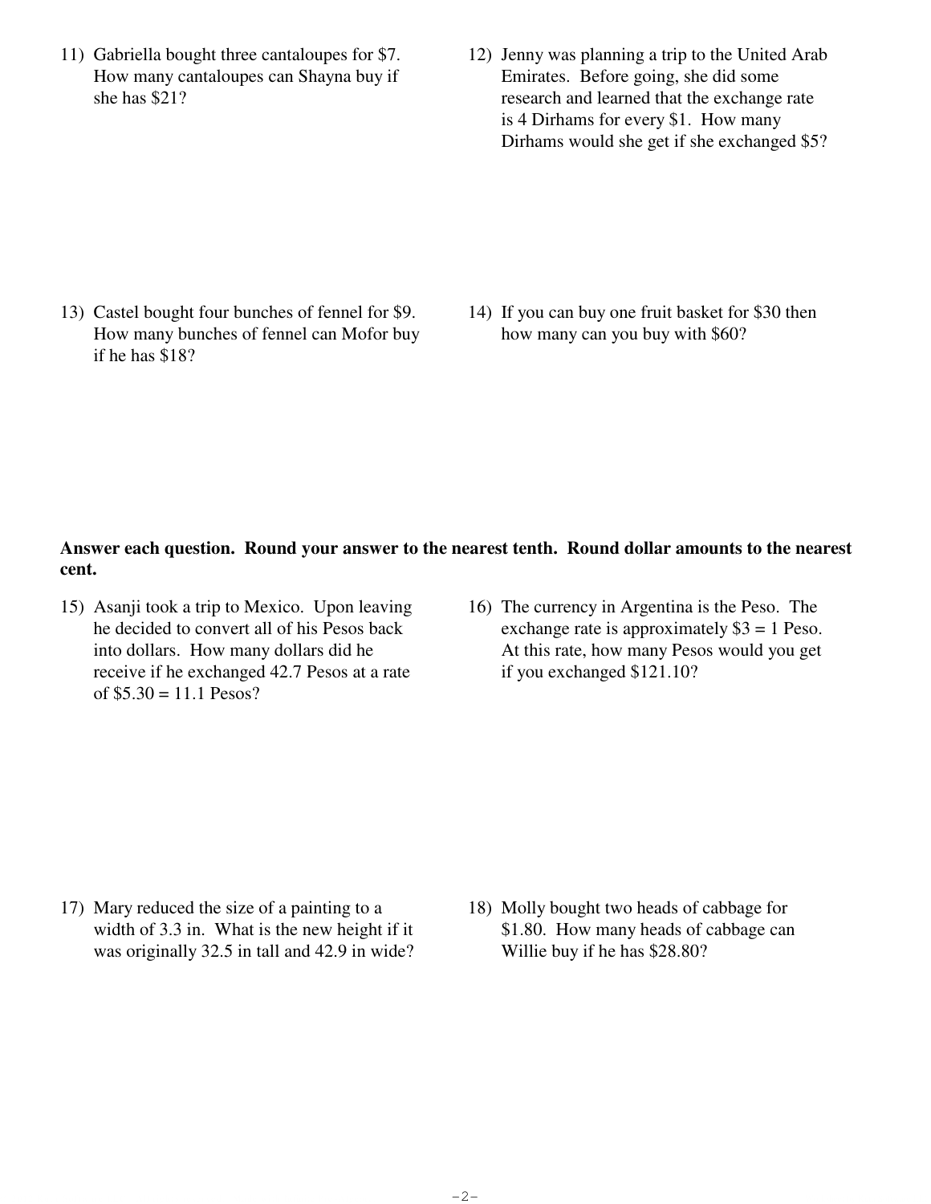11) Gabriella bought three cantaloupes for $7. How many cantaloupes can Shayna buy if she has $21?

12) Jenny was planning a trip to the United Arab Emirates. Before going, she did some research and learned that the exchange rate is 4 Dirhams for every $1. How many Dirhams would she get if she exchanged $5?

13) Castel bought four bunches of fennel for $9. How many bunches of fennel can Mofor buy if he has $18?

14) If you can buy one fruit basket for $30 then how many can you buy with $60?

**Answer each question. Round your answer to the nearest tenth. Round dollar amounts to the nearest cent.**

15) Asanji took a trip to Mexico. Upon leaving he decided to convert all of his Pesos back into dollars. How many dollars did he receive if he exchanged 42.7 Pesos at a rate of $5.30 = 11.1 Pesos?

16) The currency in Argentina is the Peso. The exchange rate is approximately $3 = 1 Peso. At this rate, how many Pesos would you get if you exchanged $121.10?

17) Mary reduced the size of a painting to a width of 3.3 in. What is the new height if it was originally 32.5 in tall and 42.9 in wide?

18) Molly bought two heads of cabbage for $1.80. How many heads of cabbage can Willie buy if he has $28.80?